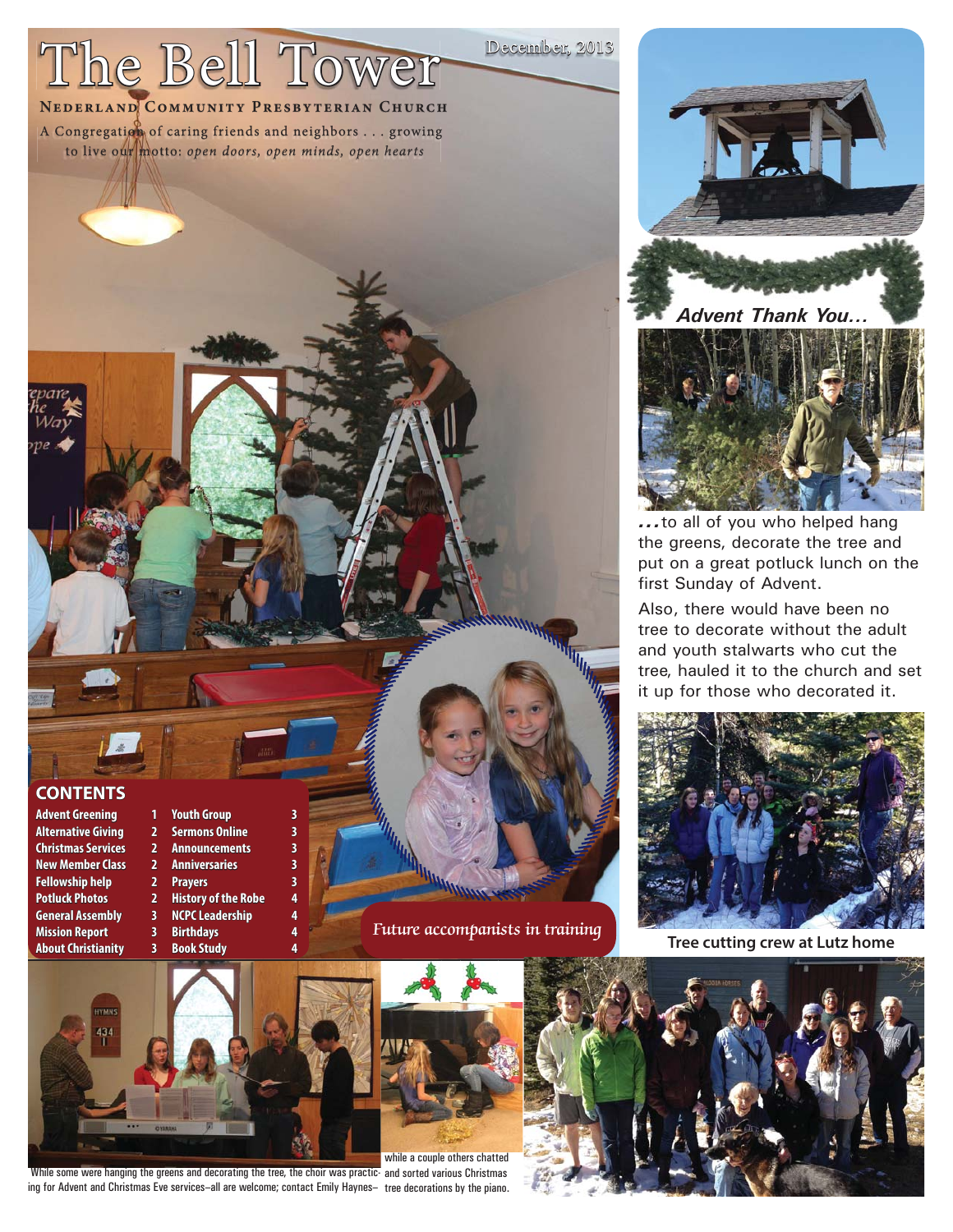# The Bell Tower

December, 2013

**Nederland Community Presbyterian Church**

A Congregation of caring friends and neighbors . . . growing to live our motto: *open doors, open minds, open hearts*

## CONTENTS

| | | | |
|---|---|---|---|
| Advent Greening | 1 | Youth Group | 3 |
| Alternative Giving | 2 | Sermons Online | 3 |
| Christmas Services | 2 | Announcements | 3 |
| New Member Class | 2 | Anniversaries | 3 |
| Fellowship help | 2 | Prayers | 3 |
| Potluck Photos | 2 | History of the Robe | 4 |
| General Assembly | 3 | NCPC Leadership | 4 |
| Mission Report | 3 | Birthdays | 4 |
| About Christianity | 3 | Book Study | 4 |

*Future accompanists in training*

## *Advent Thank You…*

*…*to all of you who helped hang the greens, decorate the tree and put on a great potluck lunch on the first Sunday of Advent.

Also, there would have been no tree to decorate without the adult and youth stalwarts who cut the tree, hauled it to the church and set it up for those who decorated it.

**Tree cutting crew at Lutz home**

While some were hanging the greens and decorating the tree, the choir was practicing for Advent and Christmas Eve services–all are welcome; contact Emily Haynes–

while a couple others chatted and sorted various Christmas tree decorations by the piano.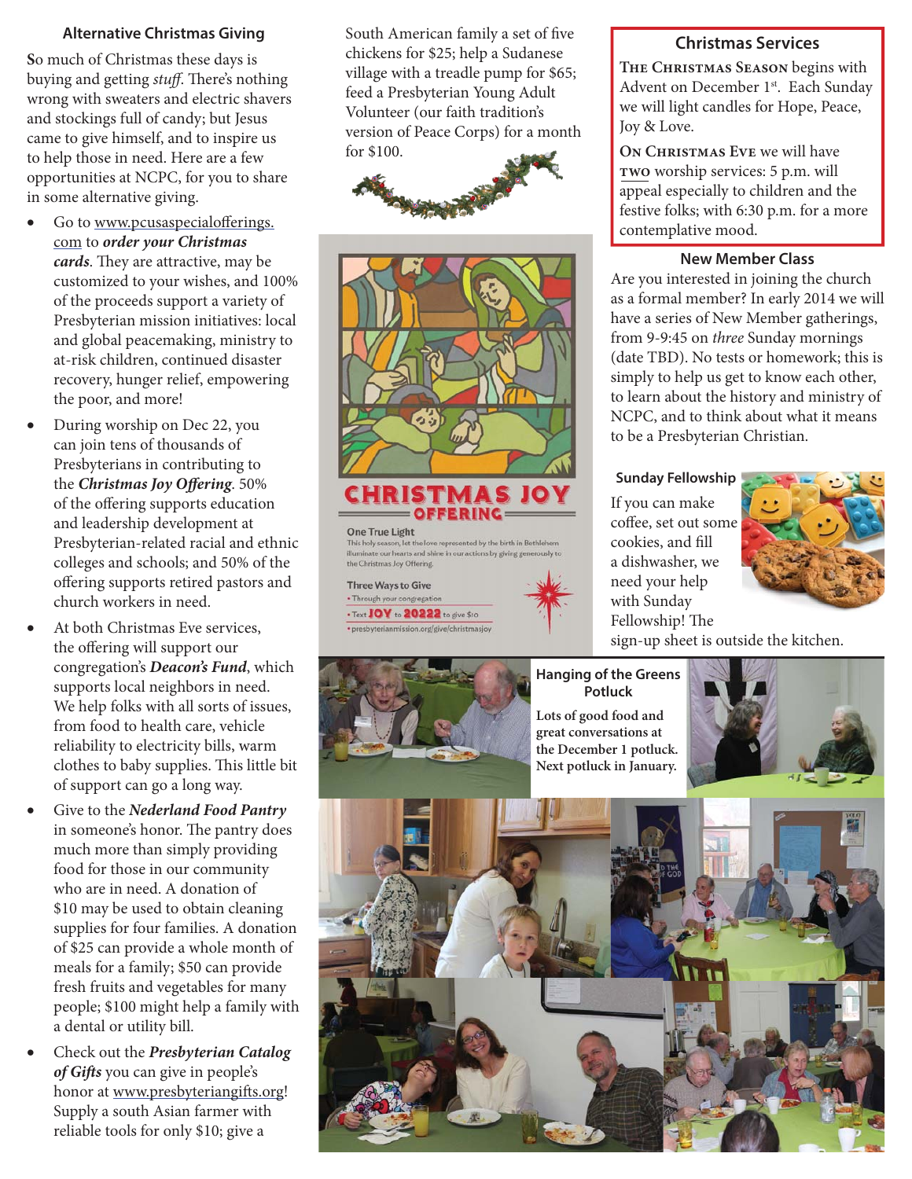## Alternative Christmas Giving

So much of Christmas these days is buying and getting *stuff*. There's nothing wrong with sweaters and electric shavers and stockings full of candy; but Jesus came to give himself, and to inspire us to help those in need. Here are a few opportunities at NCPC, for you to share in some alternative giving.

- Go to www.pcusaspecialofferings.com to ***order your Christmas cards***. They are attractive, may be customized to your wishes, and 100% of the proceeds support a variety of Presbyterian mission initiatives: local and global peacemaking, ministry to at-risk children, continued disaster recovery, hunger relief, empowering the poor, and more!
- During worship on Dec 22, you can join tens of thousands of Presbyterians in contributing to the ***Christmas Joy Offering***. 50% of the offering supports education and leadership development at Presbyterian-related racial and ethnic colleges and schools; and 50% of the offering supports retired pastors and church workers in need.
- At both Christmas Eve services, the offering will support our congregation's ***Deacon's Fund***, which supports local neighbors in need. We help folks with all sorts of issues, from food to health care, vehicle reliability to electricity bills, warm clothes to baby supplies. This little bit of support can go a long way.
- Give to the ***Nederland Food Pantry*** in someone's honor. The pantry does much more than simply providing food for those in our community who are in need. A donation of $10 may be used to obtain cleaning supplies for four families. A donation of $25 can provide a whole month of meals for a family; $50 can provide fresh fruits and vegetables for many people; $100 might help a family with a dental or utility bill.
- Check out the ***Presbyterian Catalog of Gifts*** you can give in people's honor at www.presbyteriangifts.org! Supply a south Asian farmer with reliable tools for only $10; give a South American family a set of five chickens for $25; help a Sudanese village with a treadle pump for $65; feed a Presbyterian Young Adult Volunteer (our faith tradition's version of Peace Corps) for a month for $100.

**CHRISTMAS JOY OFFERING**

**One True Light**

This holy season, let the love represented by the birth in Bethlehem illuminate our hearts and shine in our actions by giving generously to the Christmas Joy Offering.

**Three Ways to Give**

- Through your congregation
- Text **JOY** to **20222** to give $10
- presbyterianmission.org/give/christmasjoy

## Christmas Services

**The Christmas Season** begins with Advent on December 1st. Each Sunday we will light candles for Hope, Peace, Joy & Love.

**On Christmas Eve** we will have **two** worship services: 5 p.m. will appeal especially to children and the festive folks; with 6:30 p.m. for a more contemplative mood.

## New Member Class

Are you interested in joining the church as a formal member? In early 2014 we will have a series of New Member gatherings, from 9-9:45 on *three* Sunday mornings (date TBD). No tests or homework; this is simply to help us get to know each other, to learn about the history and ministry of NCPC, and to think about what it means to be a Presbyterian Christian.

## Sunday Fellowship

If you can make coffee, set out some cookies, and fill a dishwasher, we need your help with Sunday Fellowship! The sign-up sheet is outside the kitchen.

## Hanging of the Greens Potluck

**Lots of good food and great conversations at the December 1 potluck. Next potluck in January.**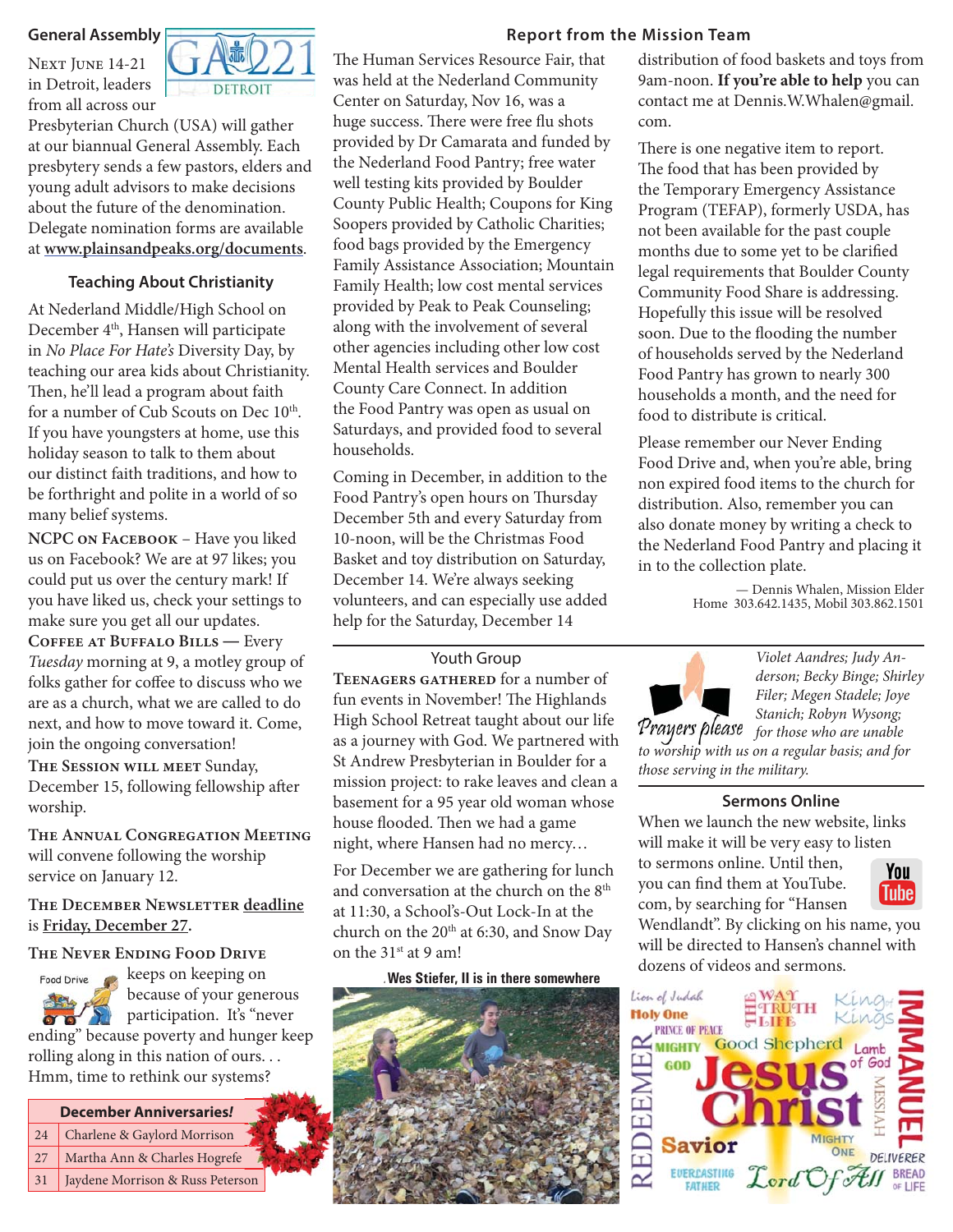## General Assembly

Next June 14-21 in Detroit, leaders from all across our Presbyterian Church (USA) will gather at our biannual General Assembly. Each presbytery sends a few pastors, elders and young adult advisors to make decisions about the future of the denomination. Delegate nomination forms are available at **www.plainsandpeaks.org/documents**.

## Teaching About Christianity

At Nederland Middle/High School on December 4th, Hansen will participate in *No Place For Hate's* Diversity Day, by teaching our area kids about Christianity. Then, he'll lead a program about faith for a number of Cub Scouts on Dec 10th. If you have youngsters at home, use this holiday season to talk to them about our distinct faith traditions, and how to be forthright and polite in a world of so many belief systems.

**NCPC on Facebook** – Have you liked us on Facebook? We are at 97 likes; you could put us over the century mark! If you have liked us, check your settings to make sure you get all our updates.

**Coffee at Buffalo Bills —** Every *Tuesday* morning at 9, a motley group of folks gather for coffee to discuss who we are as a church, what we are called to do next, and how to move toward it. Come, join the ongoing conversation!

**The Session will meet** Sunday, December 15, following fellowship after worship.

**The Annual Congregation Meeting** will convene following the worship service on January 12.

**The December Newsletter** deadline is **Friday, December 27**.

**The Never Ending Food Drive**

Food Drive

keeps on keeping on because of your generous participation. It's "never ending" because poverty and hunger keep rolling along in this nation of ours. . . Hmm, time to rethink our systems?

| December Anniversaries! | |
|---|---|
| 24 | Charlene & Gaylord Morrison |
| 27 | Martha Ann & Charles Hogrefe |
| 31 | Jaydene Morrison & Russ Peterson |

## Report from the Mission Team

The Human Services Resource Fair, that was held at the Nederland Community Center on Saturday, Nov 16, was a huge success. There were free flu shots provided by Dr Camarata and funded by the Nederland Food Pantry; free water well testing kits provided by Boulder County Public Health; Coupons for King Soopers provided by Catholic Charities; food bags provided by the Emergency Family Assistance Association; Mountain Family Health; low cost mental services provided by Peak to Peak Counseling; along with the involvement of several other agencies including other low cost Mental Health services and Boulder County Care Connect. In addition the Food Pantry was open as usual on Saturdays, and provided food to several households.

Coming in December, in addition to the Food Pantry's open hours on Thursday December 5th and every Saturday from 10-noon, will be the Christmas Food Basket and toy distribution on Saturday, December 14. We're always seeking volunteers, and can especially use added help for the Saturday, December 14 distribution of food baskets and toys from 9am-noon. **If you're able to help** you can contact me at Dennis.W.Whalen@gmail.com.

There is one negative item to report. The food that has been provided by the Temporary Emergency Assistance Program (TEFAP), formerly USDA, has not been available for the past couple months due to some yet to be clarified legal requirements that Boulder County Community Food Share is addressing. Hopefully this issue will be resolved soon. Due to the flooding the number of households served by the Nederland Food Pantry has grown to nearly 300 households a month, and the need for food to distribute is critical.

Please remember our Never Ending Food Drive and, when you're able, bring non expired food items to the church for distribution. Also, remember you can also donate money by writing a check to the Nederland Food Pantry and placing it in to the collection plate.

— Dennis Whalen, Mission Elder
Home 303.642.1435, Mobil 303.862.1501

## Youth Group

**Teenagers gathered** for a number of fun events in November! The Highlands High School Retreat taught about our life as a journey with God. We partnered with St Andrew Presbyterian in Boulder for a mission project: to rake leaves and clean a basement for a 95 year old woman whose house flooded. Then we had a game night, where Hansen had no mercy…

For December we are gathering for lunch and conversation at the church on the 8th at 11:30, a School's-Out Lock-In at the church on the 20th at 6:30, and Snow Day on the 31st at 9 am!

**Wes Stiefer, II is in there somewhere**

*Prayers please* *Violet Aandres; Judy Anderson; Becky Binge; Shirley Filer; Megen Stadele; Joye Stanich; Robyn Wysong; for those who are unable to worship with us on a regular basis; and for those serving in the military.*

## Sermons Online

When we launch the new website, links will make it will be very easy to listen to sermons online. Until then, you can find them at YouTube.com, by searching for "Hansen Wendlandt". By clicking on his name, you will be directed to Hansen's channel with dozens of videos and sermons.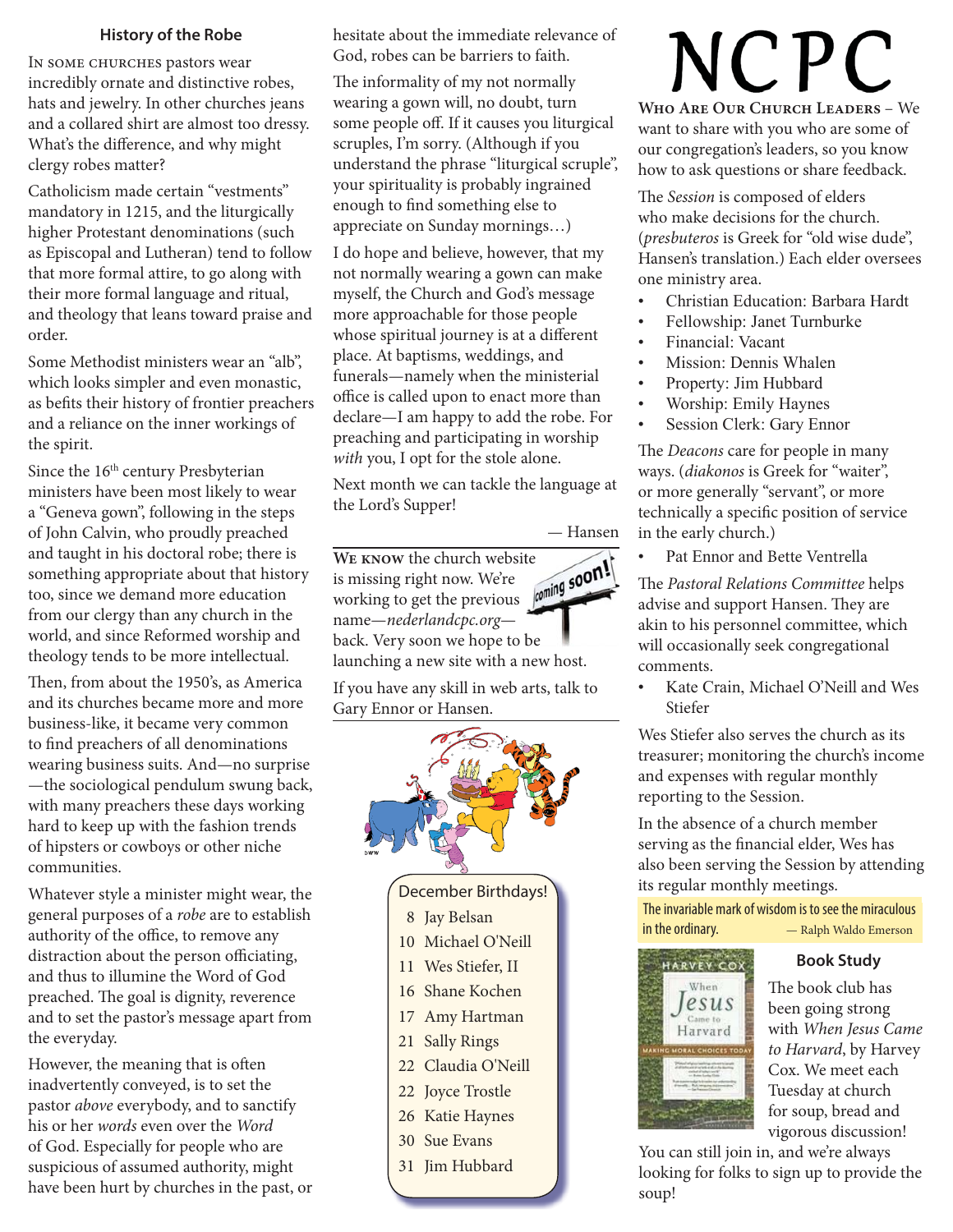## History of the Robe

In some churches pastors wear incredibly ornate and distinctive robes, hats and jewelry. In other churches jeans and a collared shirt are almost too dressy. What's the difference, and why might clergy robes matter?

Catholicism made certain "vestments" mandatory in 1215, and the liturgically higher Protestant denominations (such as Episcopal and Lutheran) tend to follow that more formal attire, to go along with their more formal language and ritual, and theology that leans toward praise and order.

Some Methodist ministers wear an "alb", which looks simpler and even monastic, as befits their history of frontier preachers and a reliance on the inner workings of the spirit.

Since the 16th century Presbyterian ministers have been most likely to wear a "Geneva gown", following in the steps of John Calvin, who proudly preached and taught in his doctoral robe; there is something appropriate about that history too, since we demand more education from our clergy than any church in the world, and since Reformed worship and theology tends to be more intellectual.

Then, from about the 1950's, as America and its churches became more and more business-like, it became very common to find preachers of all denominations wearing business suits. And—no surprise —the sociological pendulum swung back, with many preachers these days working hard to keep up with the fashion trends of hipsters or cowboys or other niche communities.

Whatever style a minister might wear, the general purposes of a *robe* are to establish authority of the office, to remove any distraction about the person officiating, and thus to illumine the Word of God preached. The goal is dignity, reverence and to set the pastor's message apart from the everyday.

However, the meaning that is often inadvertently conveyed, is to set the pastor *above* everybody, and to sanctify his or her *words* even over the *Word* of God. Especially for people who are suspicious of assumed authority, might have been hurt by churches in the past, or hesitate about the immediate relevance of God, robes can be barriers to faith.

The informality of my not normally wearing a gown will, no doubt, turn some people off. If it causes you liturgical scruples, I'm sorry. (Although if you understand the phrase "liturgical scruple", your spirituality is probably ingrained enough to find something else to appreciate on Sunday mornings…)

I do hope and believe, however, that my not normally wearing a gown can make myself, the Church and God's message more approachable for those people whose spiritual journey is at a different place. At baptisms, weddings, and funerals—namely when the ministerial office is called upon to enact more than declare—I am happy to add the robe. For preaching and participating in worship *with* you, I opt for the stole alone.

Next month we can tackle the language at the Lord's Supper!

— Hansen

---

**We know** the church website is missing right now. We're working to get the previous name—*nederlandcpc.org*—back. Very soon we hope to be launching a new site with a new host.

If you have any skill in web arts, talk to Gary Ennor or Hansen.

---

December Birthdays!

- 8 Jay Belsan
- 10 Michael O'Neill
- 11 Wes Stiefer, II
- 16 Shane Kochen
- 17 Amy Hartman
- 21 Sally Rings
- 22 Claudia O'Neill
- 22 Joyce Trostle
- 26 Katie Haynes
- 30 Sue Evans
- 31 Jim Hubbard

---

# NCPC

**Who Are Our Church Leaders** – We want to share with you who are some of our congregation's leaders, so you know how to ask questions or share feedback.

The *Session* is composed of elders who make decisions for the church. (*presbuteros* is Greek for "old wise dude", Hansen's translation.) Each elder oversees one ministry area.

- Christian Education: Barbara Hardt
- Fellowship: Janet Turnburke
- Financial: Vacant
- Mission: Dennis Whalen
- Property: Jim Hubbard
- Worship: Emily Haynes
- Session Clerk: Gary Ennor

The *Deacons* care for people in many ways. (*diakonos* is Greek for "waiter", or more generally "servant", or more technically a specific position of service in the early church.)

- Pat Ennor and Bette Ventrella

The *Pastoral Relations Committee* helps advise and support Hansen. They are akin to his personnel committee, which will occasionally seek congregational comments.

- Kate Crain, Michael O'Neill and Wes Stiefer

Wes Stiefer also serves the church as its treasurer; monitoring the church's income and expenses with regular monthly reporting to the Session.

In the absence of a church member serving as the financial elder, Wes has also been serving the Session by attending its regular monthly meetings.

The invariable mark of wisdom is to see the miraculous in the ordinary. — Ralph Waldo Emerson

### Book Study

The book club has been going strong with *When Jesus Came to Harvard*, by Harvey Cox. We meet each Tuesday at church for soup, bread and vigorous discussion! You can still join in, and we're always looking for folks to sign up to provide the soup!